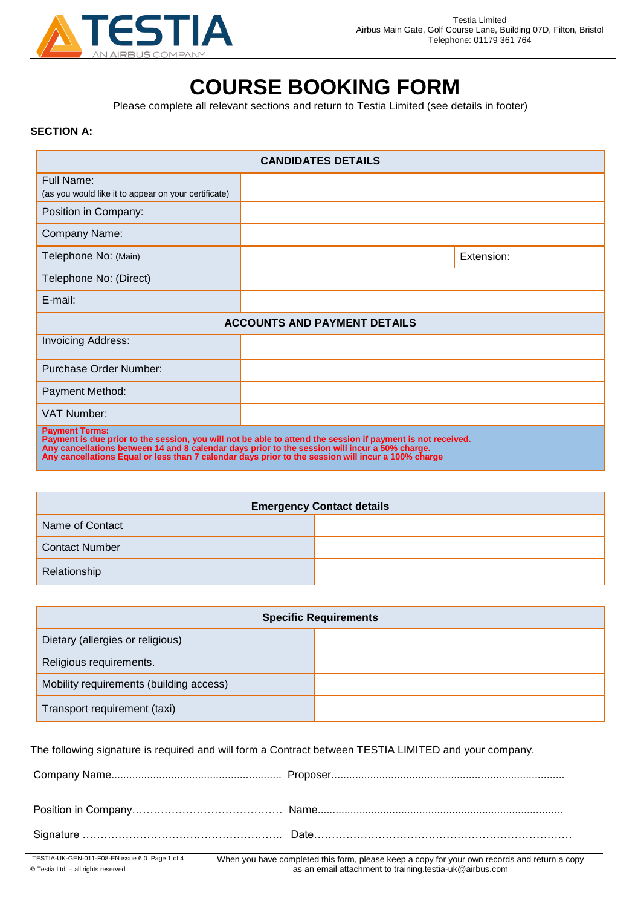Testia Limited
Airbus Main Gate, Golf Course Lane, Building 07D, Filton, Bristol
Telephone: 01179 361 764

# COURSE BOOKING FORM

Please complete all relevant sections and return to Testia Limited (see details in footer)

**SECTION A:**

| CANDIDATES DETAILS | | |
|---|---|---|
| Full Name: (as you would like it to appear on your certificate) | | |
| Position in Company: | | |
| Company Name: | | |
| Telephone No: (Main) | | Extension: |
| Telephone No: (Direct) | | |
| E-mail: | | |
| **ACCOUNTS AND PAYMENT DETAILS** | | |
| Invoicing Address: | | |
| Purchase Order Number: | | |
| Payment Method: | | |
| VAT Number: | | |

**Payment Terms:**
**Payment is due prior to the session, you will not be able to attend the session if payment is not received.**
**Any cancellations between 14 and 8 calendar days prior to the session will incur a 50% charge.**
**Any cancellations Equal or less than 7 calendar days prior to the session will incur a 100% charge**

| Emergency Contact details | |
|---|---|
| Name of Contact | |
| Contact Number | |
| Relationship | |

| Specific Requirements | |
|---|---|
| Dietary (allergies or religious) | |
| Religious requirements. | |
| Mobility requirements (building access) | |
| Transport requirement (taxi) | |

The following signature is required and will form a Contract between TESTIA LIMITED and your company.

Company Name......................................................... Proposer..............................................................................

Position in Company…………………………………… Name...................................................................................

Signature ……………………………………………….. Date………………………………………………………………

TESTIA-UK-GEN-011-F08-EN issue 6.0
© Testia Ltd. – all rights reserved

When you have completed this form, please keep a copy for your own records and return a copy as an email attachment to training.testia-uk@airbus.com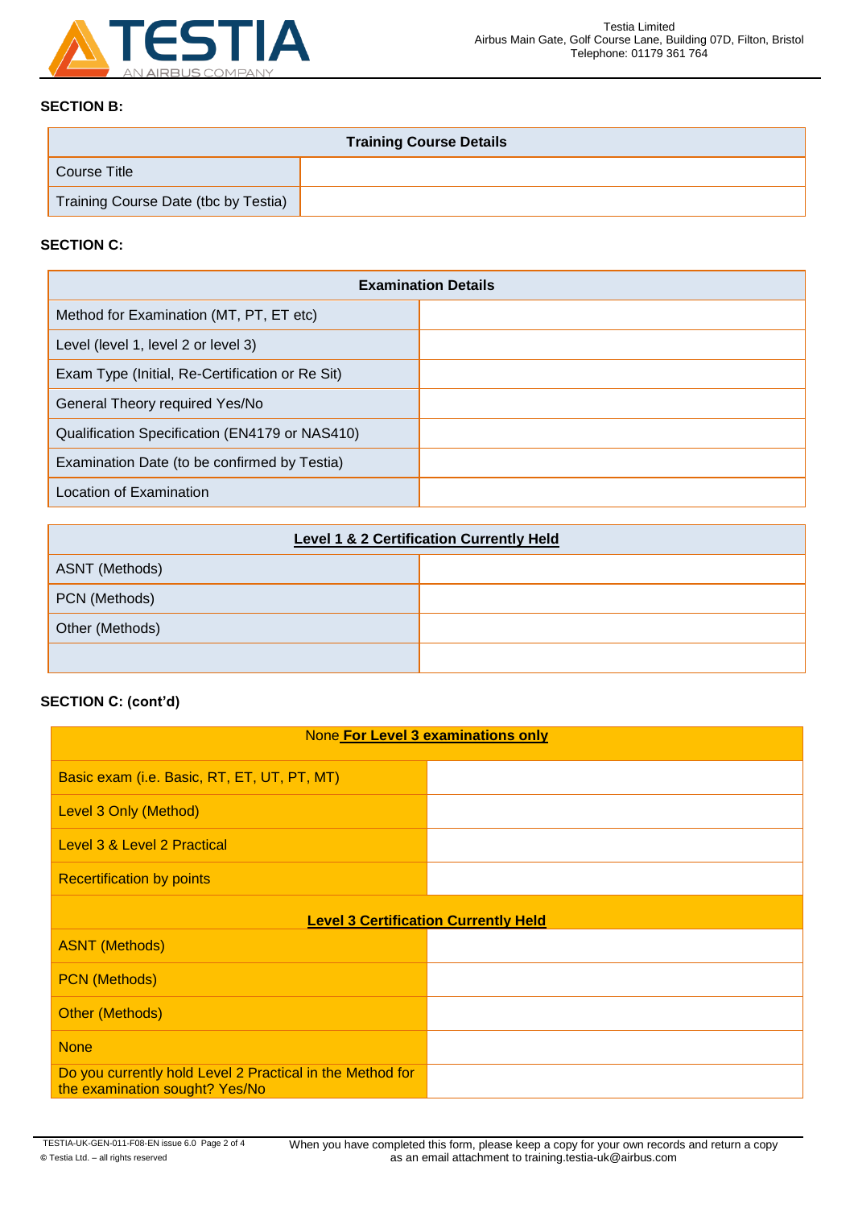### SECTION B:

| Training Course Details | |
|---|---|
| Course Title | |
| Training Course Date (tbc by Testia) | |

### SECTION C:

| Examination Details | |
|---|---|
| Method for Examination (MT, PT, ET etc) | |
| Level (level 1, level 2 or level 3) | |
| Exam Type (Initial, Re-Certification or Re Sit) | |
| General Theory required Yes/No | |
| Qualification Specification (EN4179 or NAS410) | |
| Examination Date (to be confirmed by Testia) | |
| Location of Examination | |

| Level 1 & 2 Certification Currently Held | |
|---|---|
| ASNT (Methods) | |
| PCN (Methods) | |
| Other (Methods) | |
| | |

### SECTION C: (cont'd)

| None For Level 3 examinations only | |
|---|---|
| Basic exam (i.e. Basic, RT, ET, UT, PT, MT) | |
| Level 3 Only (Method) | |
| Level 3 & Level 2 Practical | |
| Recertification by points | |
| **Level 3 Certification Currently Held** | |
| ASNT (Methods) | |
| PCN (Methods) | |
| Other (Methods) | |
| None | |
| Do you currently hold Level 2 Practical in the Method for the examination sought? Yes/No | |

When you have completed this form, please keep a copy for your own records and return a copy as an email attachment to training.testia-uk@airbus.com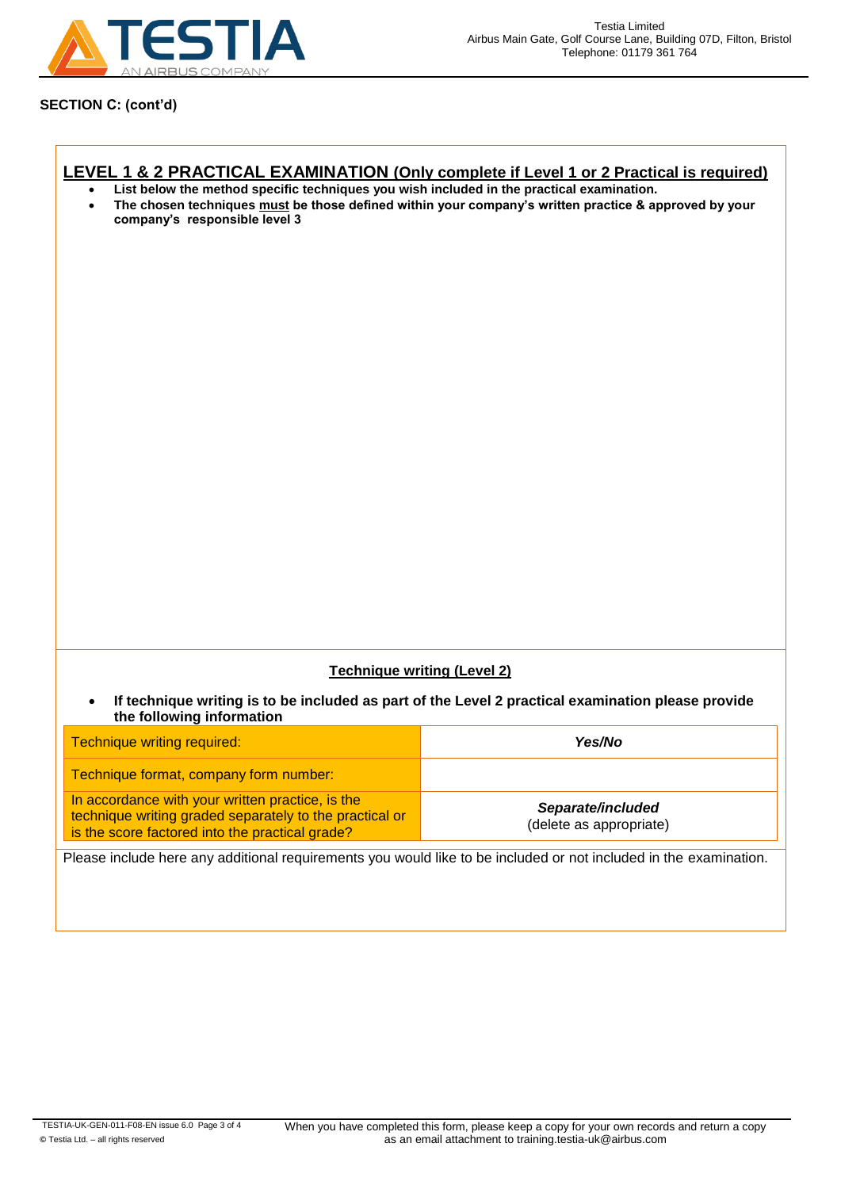**SECTION C: (cont'd)**

## LEVEL 1 & 2 PRACTICAL EXAMINATION (Only complete if Level 1 or 2 Practical is required)

- **List below the method specific techniques you wish included in the practical examination.**
- **The chosen techniques must be those defined within your company's written practice & approved by your company's responsible level 3**

### Technique writing (Level 2)

- **If technique writing is to be included as part of the Level 2 practical examination please provide the following information**

| | |
|---|---|
| Technique writing required: | ***Yes/No*** |
| Technique format, company form number: | |
| In accordance with your written practice, is the technique writing graded separately to the practical or is the score factored into the practical grade? | ***Separate/included*** (delete as appropriate) |

Please include here any additional requirements you would like to be included or not included in the examination.

TESTIA-UK-GEN-011-F08-EN issue 6.0

© Testia Ltd. – all rights reserved

When you have completed this form, please keep a copy for your own records and return a copy as an email attachment to training.testia-uk@airbus.com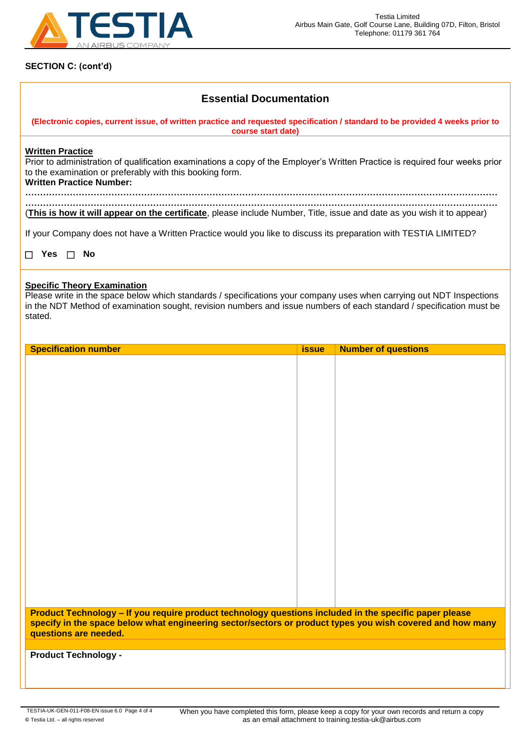**SECTION C: (cont'd)**

## Essential Documentation

**(Electronic copies, current issue, of written practice and requested specification / standard to be provided 4 weeks prior to course start date)**

**Written Practice**

Prior to administration of qualification examinations a copy of the Employer's Written Practice is required four weeks prior to the examination or preferably with this booking form.

**Written Practice Number:**

………………………………………………………………………………………………………………………………………………

………………………………………………………………………………………………………………………………………………

(**This is how it will appear on the certificate**, please include Number, Title, issue and date as you wish it to appear)

If your Company does not have a Written Practice would you like to discuss its preparation with TESTIA LIMITED?

☐ **Yes** ☐ **No**

**Specific Theory Examination**

Please write in the space below which standards / specifications your company uses when carrying out NDT Inspections in the NDT Method of examination sought, revision numbers and issue numbers of each standard / specification must be stated.

| Specification number | issue | Number of questions |
|---|---|---|
| | | |

**Product Technology – If you require product technology questions included in the specific paper please specify in the space below what engineering sector/sectors or product types you wish covered and how many questions are needed.**

**Product Technology -**

TESTIA-UK-GEN-011-F08-EN issue 6.0

© Testia Ltd. – all rights reserved

When you have completed this form, please keep a copy for your own records and return a copy as an email attachment to training.testia-uk@airbus.com